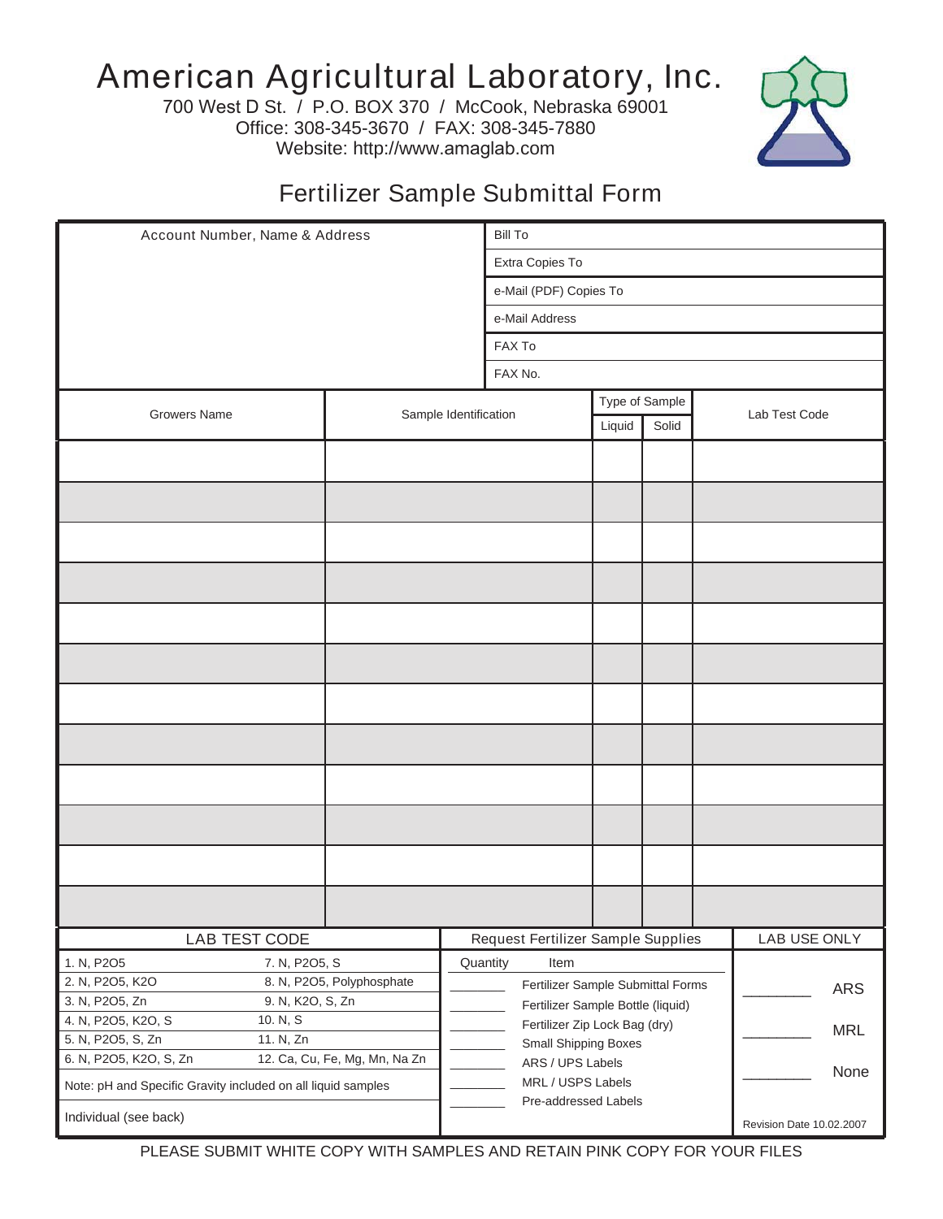# American Agricultural Laboratory, Inc.

700 West D St. / P.O. BOX 370 / McCook, Nebraska 69001
Office: 308-345-3670 / FAX: 308-345-7880
Website: http://www.amaglab.com

## Fertilizer Sample Submittal Form

| Account Number, Name & Address | |
|---|---|
| | Bill To |
| | Extra Copies To |
| | e-Mail (PDF) Copies To |
| | e-Mail Address |
| | FAX To |
| | FAX No. |

| Growers Name | Sample Identification | Type of Sample | | Lab Test Code |
|---|---|---|---|---|
| | | Liquid | Solid | |
| | | | | |
| | | | | |
| | | | | |
| | | | | |
| | | | | |
| | | | | |
| | | | | |
| | | | | |
| | | | | |
| | | | | |
| | | | | |
| | | | | |

| LAB TEST CODE | |
|---|---|
| 1. N, P2O5 | 7. N, P2O5, S |
| 2. N, P2O5, K2O | 8. N, P2O5, Polyphosphate |
| 3. N, P2O5, Zn | 9. N, K2O, S, Zn |
| 4. N, P2O5, K2O, S | 10. N, S |
| 5. N, P2O5, S, Zn | 11. N, Zn |
| 6. N, P2O5, K2O, S, Zn | 12. Ca, Cu, Fe, Mg, Mn, Na Zn |

Note: pH and Specific Gravity included on all liquid samples

Individual (see back)

| Request Fertilizer Sample Supplies | |
|---|---|
| Quantity | Item |
| ________ | Fertilizer Sample Submittal Forms |
| ________ | Fertilizer Sample Bottle (liquid) |
| ________ | Fertilizer Zip Lock Bag (dry) |
| ________ | Small Shipping Boxes |
| ________ | ARS / UPS Labels |
| ________ | MRL / USPS Labels |
| ________ | Pre-addressed Labels |

| LAB USE ONLY | |
|---|---|
| ________ | ARS |
| ________ | MRL |
| ________ | None |

Revision Date 10.02.2007

PLEASE SUBMIT WHITE COPY WITH SAMPLES AND RETAIN PINK COPY FOR YOUR FILES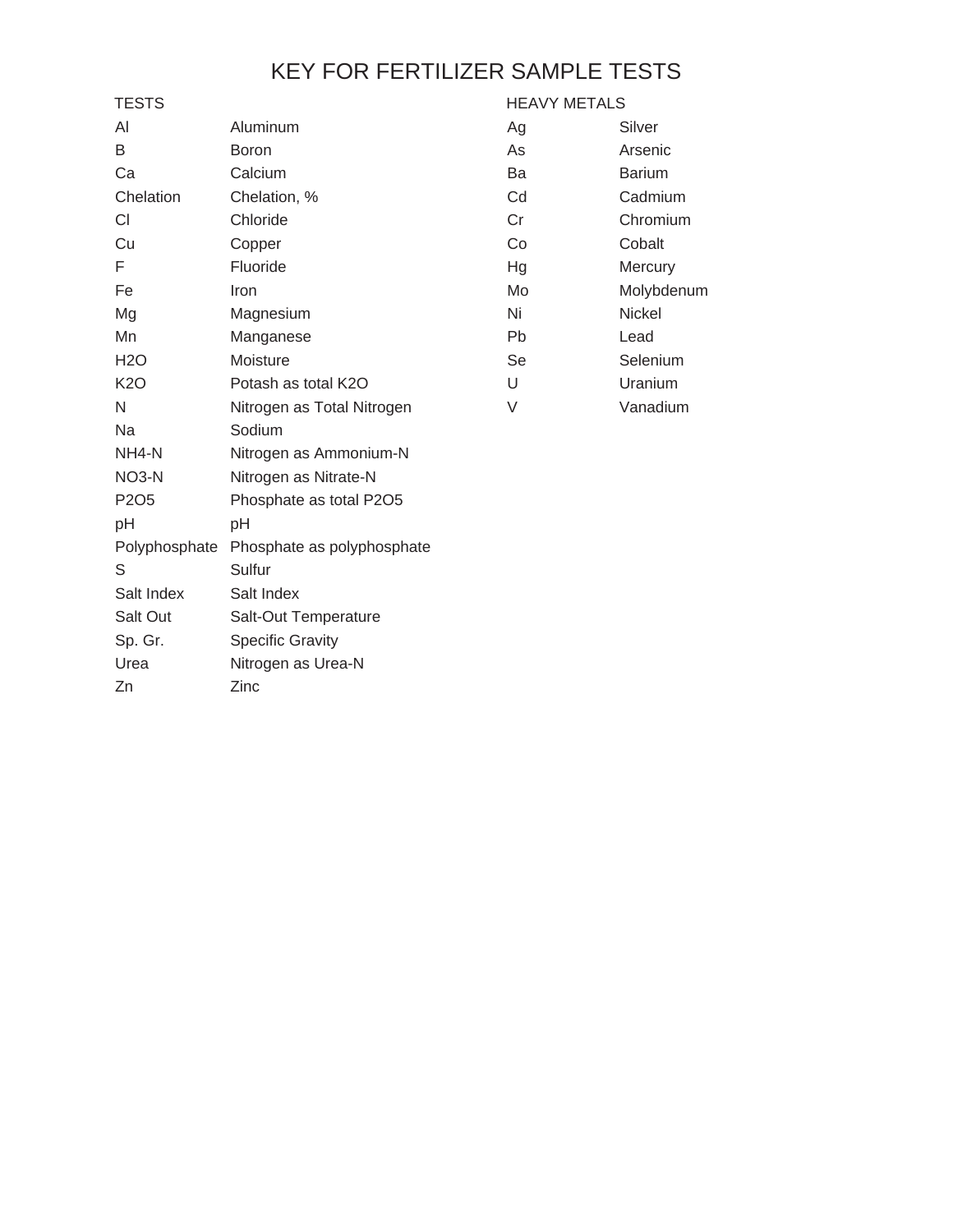# KEY FOR FERTILIZER SAMPLE TESTS

| TESTS | |
|---|---|
| Al | Aluminum |
| B | Boron |
| Ca | Calcium |
| Chelation | Chelation, % |
| Cl | Chloride |
| Cu | Copper |
| F | Fluoride |
| Fe | Iron |
| Mg | Magnesium |
| Mn | Manganese |
| $H_2O$ | Moisture |
| $K_2O$ | Potash as total $K_2O$ |
| N | Nitrogen as Total Nitrogen |
| Na | Sodium |
| $NH_4$-N | Nitrogen as Ammonium-N |
| $NO_3$-N | Nitrogen as Nitrate-N |
| $P_2O_5$ | Phosphate as total $P_2O_5$ |
| pH | pH |
| Polyphosphate | Phosphate as polyphosphate |
| S | Sulfur |
| Salt Index | Salt Index |
| Salt Out | Salt-Out Temperature |
| Sp. Gr. | Specific Gravity |
| Urea | Nitrogen as Urea-N |
| Zn | Zinc |

| HEAVY METALS | |
|---|---|
| Ag | Silver |
| As | Arsenic |
| Ba | Barium |
| Cd | Cadmium |
| Cr | Chromium |
| Co | Cobalt |
| Hg | Mercury |
| Mo | Molybdenum |
| Ni | Nickel |
| Pb | Lead |
| Se | Selenium |
| U | Uranium |
| V | Vanadium |